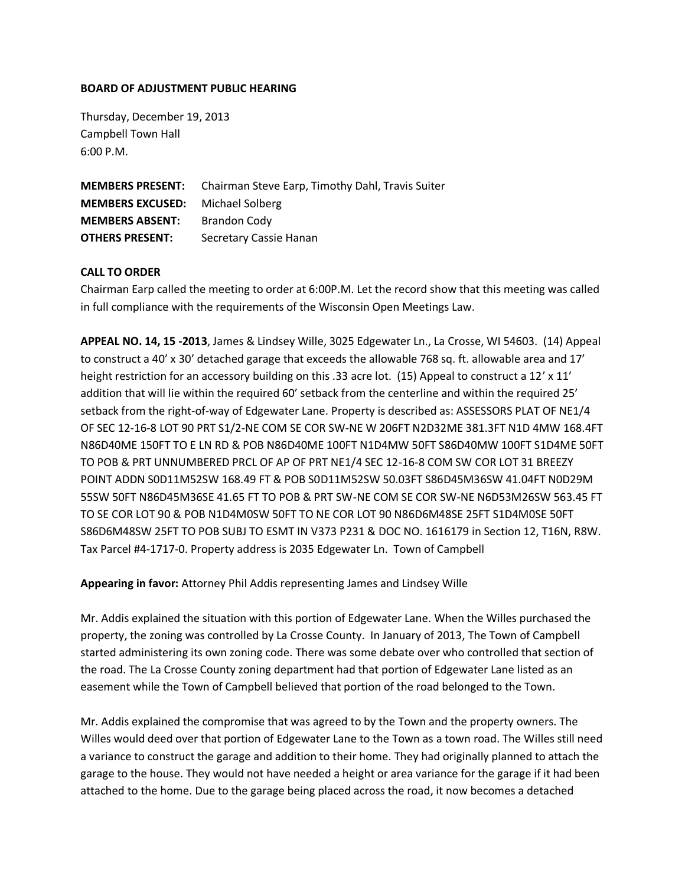**BOARD OF ADJUSTMENT PUBLIC HEARING**

Thursday, December 19, 2013
Campbell Town Hall
6:00 P.M.

**MEMBERS PRESENT:** Chairman Steve Earp, Timothy Dahl, Travis Suiter
**MEMBERS EXCUSED:** Michael Solberg
**MEMBERS ABSENT:** Brandon Cody
**OTHERS PRESENT:** Secretary Cassie Hanan

**CALL TO ORDER**

Chairman Earp called the meeting to order at 6:00P.M. Let the record show that this meeting was called in full compliance with the requirements of the Wisconsin Open Meetings Law.

**APPEAL NO. 14, 15 -2013**, James & Lindsey Wille, 3025 Edgewater Ln., La Crosse, WI 54603. (14) Appeal to construct a 40' x 30' detached garage that exceeds the allowable 768 sq. ft. allowable area and 17' height restriction for an accessory building on this .33 acre lot. (15) Appeal to construct a 12' x 11' addition that will lie within the required 60' setback from the centerline and within the required 25' setback from the right-of-way of Edgewater Lane. Property is described as: ASSESSORS PLAT OF NE1/4 OF SEC 12-16-8 LOT 90 PRT S1/2-NE COM SE COR SW-NE W 206FT N2D32ME 381.3FT N1D 4MW 168.4FT N86D40ME 150FT TO E LN RD & POB N86D40ME 100FT N1D4MW 50FT S86D40MW 100FT S1D4ME 50FT TO POB & PRT UNNUMBERED PRCL OF AP OF PRT NE1/4 SEC 12-16-8 COM SW COR LOT 31 BREEZY POINT ADDN S0D11M52SW 168.49 FT & POB S0D11M52SW 50.03FT S86D45M36SW 41.04FT N0D29M 55SW 50FT N86D45M36SE 41.65 FT TO POB & PRT SW-NE COM SE COR SW-NE N6D53M26SW 563.45 FT TO SE COR LOT 90 & POB N1D4M0SW 50FT TO NE COR LOT 90 N86D6M48SE 25FT S1D4M0SE 50FT S86D6M48SW 25FT TO POB SUBJ TO ESMT IN V373 P231 & DOC NO. 1616179 in Section 12, T16N, R8W. Tax Parcel #4-1717-0. Property address is 2035 Edgewater Ln. Town of Campbell

**Appearing in favor:** Attorney Phil Addis representing James and Lindsey Wille

Mr. Addis explained the situation with this portion of Edgewater Lane. When the Willes purchased the property, the zoning was controlled by La Crosse County. In January of 2013, The Town of Campbell started administering its own zoning code. There was some debate over who controlled that section of the road. The La Crosse County zoning department had that portion of Edgewater Lane listed as an easement while the Town of Campbell believed that portion of the road belonged to the Town.

Mr. Addis explained the compromise that was agreed to by the Town and the property owners. The Willes would deed over that portion of Edgewater Lane to the Town as a town road. The Willes still need a variance to construct the garage and addition to their home. They had originally planned to attach the garage to the house. They would not have needed a height or area variance for the garage if it had been attached to the home. Due to the garage being placed across the road, it now becomes a detached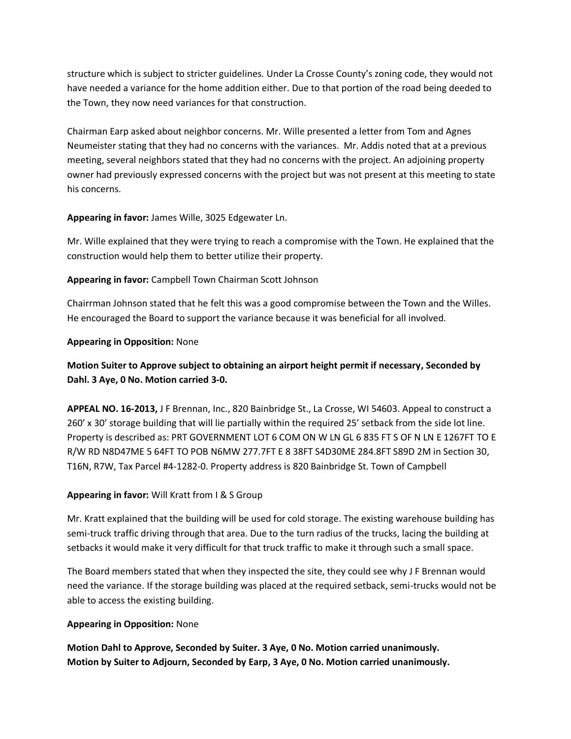structure which is subject to stricter guidelines. Under La Crosse County's zoning code, they would not have needed a variance for the home addition either. Due to that portion of the road being deeded to the Town, they now need variances for that construction.

Chairman Earp asked about neighbor concerns. Mr. Wille presented a letter from Tom and Agnes Neumeister stating that they had no concerns with the variances. Mr. Addis noted that at a previous meeting, several neighbors stated that they had no concerns with the project. An adjoining property owner had previously expressed concerns with the project but was not present at this meeting to state his concerns.

**Appearing in favor:** James Wille, 3025 Edgewater Ln.

Mr. Wille explained that they were trying to reach a compromise with the Town. He explained that the construction would help them to better utilize their property.

**Appearing in favor:** Campbell Town Chairman Scott Johnson

Chairrman Johnson stated that he felt this was a good compromise between the Town and the Willes. He encouraged the Board to support the variance because it was beneficial for all involved.

**Appearing in Opposition:** None

**Motion Suiter to Approve subject to obtaining an airport height permit if necessary, Seconded by Dahl. 3 Aye, 0 No. Motion carried 3-0.**

**APPEAL NO. 16-2013,** J F Brennan, Inc., 820 Bainbridge St., La Crosse, WI 54603. Appeal to construct a 260' x 30' storage building that will lie partially within the required 25' setback from the side lot line. Property is described as: PRT GOVERNMENT LOT 6 COM ON W LN GL 6 835 FT S OF N LN E 1267FT TO E R/W RD N8D47ME 5 64FT TO POB N6MW 277.7FT E 8 38FT S4D30ME 284.8FT S89D 2M in Section 30, T16N, R7W, Tax Parcel #4-1282-0. Property address is 820 Bainbridge St. Town of Campbell

**Appearing in favor:** Will Kratt from I & S Group

Mr. Kratt explained that the building will be used for cold storage. The existing warehouse building has semi-truck traffic driving through that area. Due to the turn radius of the trucks, lacing the building at setbacks it would make it very difficult for that truck traffic to make it through such a small space.

The Board members stated that when they inspected the site, they could see why J F Brennan would need the variance. If the storage building was placed at the required setback, semi-trucks would not be able to access the existing building.

**Appearing in Opposition:** None

**Motion Dahl to Approve, Seconded by Suiter. 3 Aye, 0 No. Motion carried unanimously.**
**Motion by Suiter to Adjourn, Seconded by Earp, 3 Aye, 0 No. Motion carried unanimously.**